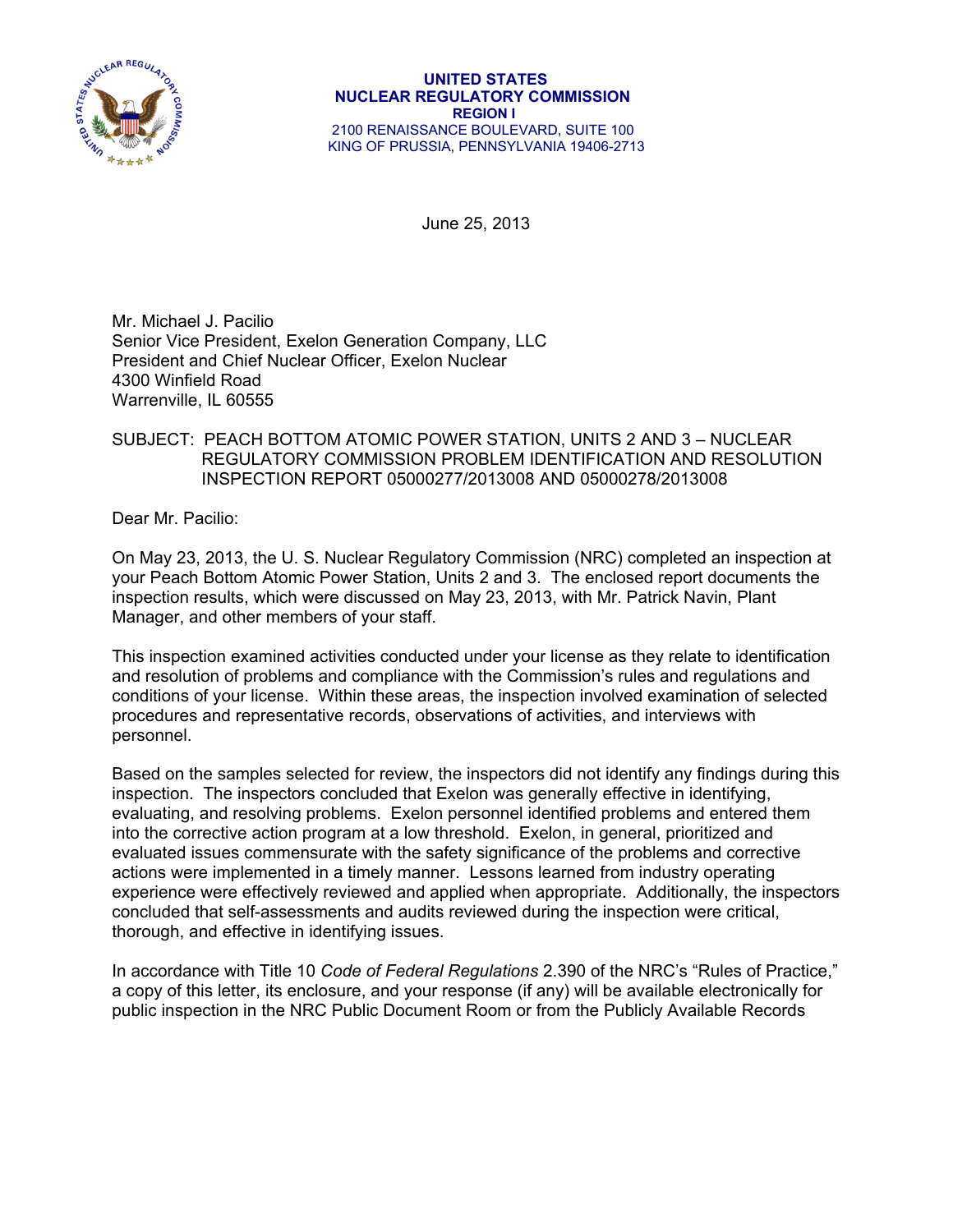**UNITED STATES**
**NUCLEAR REGULATORY COMMISSION**
**REGION I**
2100 RENAISSANCE BOULEVARD, SUITE 100
KING OF PRUSSIA, PENNSYLVANIA 19406-2713

June 25, 2013

Mr. Michael J. Pacilio
Senior Vice President, Exelon Generation Company, LLC
President and Chief Nuclear Officer, Exelon Nuclear
4300 Winfield Road
Warrenville, IL 60555

SUBJECT: PEACH BOTTOM ATOMIC POWER STATION, UNITS 2 AND 3 – NUCLEAR REGULATORY COMMISSION PROBLEM IDENTIFICATION AND RESOLUTION INSPECTION REPORT 05000277/2013008 AND 05000278/2013008

Dear Mr. Pacilio:

On May 23, 2013, the U. S. Nuclear Regulatory Commission (NRC) completed an inspection at your Peach Bottom Atomic Power Station, Units 2 and 3. The enclosed report documents the inspection results, which were discussed on May 23, 2013, with Mr. Patrick Navin, Plant Manager, and other members of your staff.

This inspection examined activities conducted under your license as they relate to identification and resolution of problems and compliance with the Commission's rules and regulations and conditions of your license. Within these areas, the inspection involved examination of selected procedures and representative records, observations of activities, and interviews with personnel.

Based on the samples selected for review, the inspectors did not identify any findings during this inspection. The inspectors concluded that Exelon was generally effective in identifying, evaluating, and resolving problems. Exelon personnel identified problems and entered them into the corrective action program at a low threshold. Exelon, in general, prioritized and evaluated issues commensurate with the safety significance of the problems and corrective actions were implemented in a timely manner. Lessons learned from industry operating experience were effectively reviewed and applied when appropriate. Additionally, the inspectors concluded that self-assessments and audits reviewed during the inspection were critical, thorough, and effective in identifying issues.

In accordance with Title 10 *Code of Federal Regulations* 2.390 of the NRC's "Rules of Practice," a copy of this letter, its enclosure, and your response (if any) will be available electronically for public inspection in the NRC Public Document Room or from the Publicly Available Records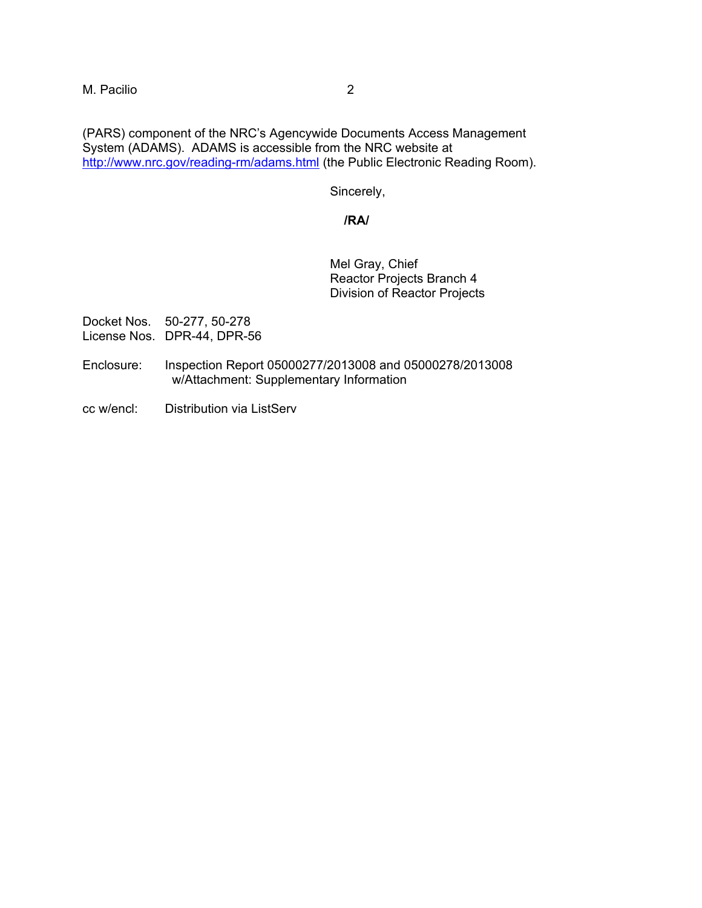(PARS) component of the NRC's Agencywide Documents Access Management System (ADAMS). ADAMS is accessible from the NRC website at http://www.nrc.gov/reading-rm/adams.html (the Public Electronic Reading Room).

Sincerely,

**/RA/**

Mel Gray, Chief
Reactor Projects Branch 4
Division of Reactor Projects

Docket Nos. 50-277, 50-278
License Nos. DPR-44, DPR-56

Enclosure: Inspection Report 05000277/2013008 and 05000278/2013008 w/Attachment: Supplementary Information

cc w/encl: Distribution via ListServ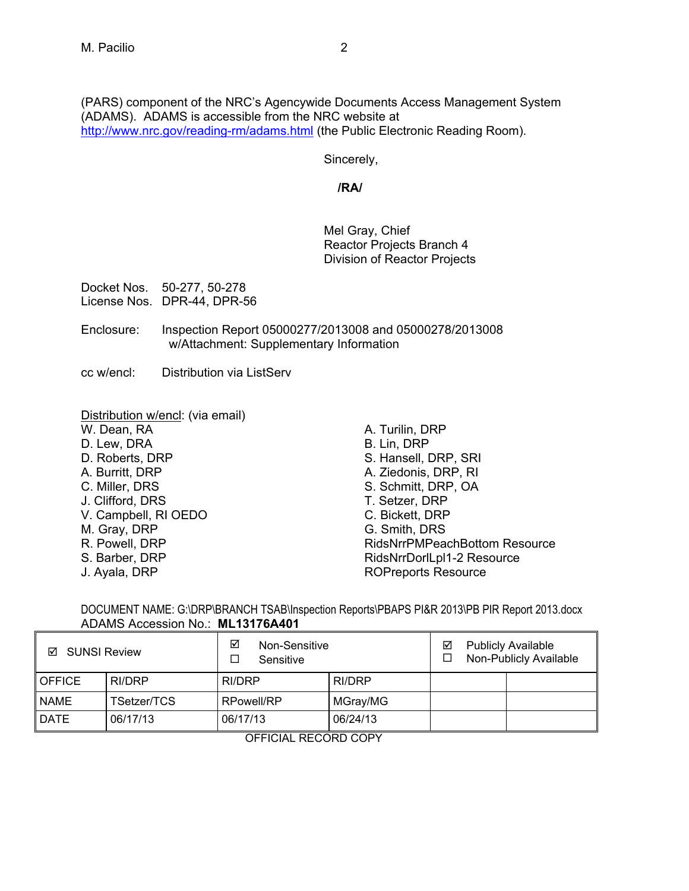(PARS) component of the NRC's Agencywide Documents Access Management System (ADAMS). ADAMS is accessible from the NRC website at http://www.nrc.gov/reading-rm/adams.html (the Public Electronic Reading Room).

Sincerely,

**/RA/**

Mel Gray, Chief
Reactor Projects Branch 4
Division of Reactor Projects

Docket Nos. 50-277, 50-278
License Nos. DPR-44, DPR-56

Enclosure: Inspection Report 05000277/2013008 and 05000278/2013008
w/Attachment: Supplementary Information

cc w/encl: Distribution via ListServ

Distribution w/encl: (via email)

W. Dean, RA
D. Lew, DRA
D. Roberts, DRP
A. Burritt, DRP
C. Miller, DRS
J. Clifford, DRS
V. Campbell, RI OEDO
M. Gray, DRP
R. Powell, DRP
S. Barber, DRP
J. Ayala, DRP
A. Turilin, DRP
B. Lin, DRP
S. Hansell, DRP, SRI
A. Ziedonis, DRP, RI
S. Schmitt, DRP, OA
T. Setzer, DRP
C. Bickett, DRP
G. Smith, DRS
RidsNrrPMPeachBottom Resource
RidsNrrDorlLpl1-2 Resource
ROPreports Resource

DOCUMENT NAME: G:\DRP\BRANCH TSAB\Inspection Reports\PBAPS PI&R 2013\PB PIR Report 2013.docx
ADAMS Accession No.: **ML13176A401**

| ☑ SUNSI Review | | ☑ Non-Sensitive ☐ Sensitive | | ☑ Publicly Available ☐ Non-Publicly Available | |
|---|---|---|---|---|---|
| OFFICE | RI/DRP | RI/DRP | RI/DRP | | |
| NAME | TSetzer/TCS | RPowell/RP | MGray/MG | | |
| DATE | 06/17/13 | 06/17/13 | 06/24/13 | | |

OFFICIAL RECORD COPY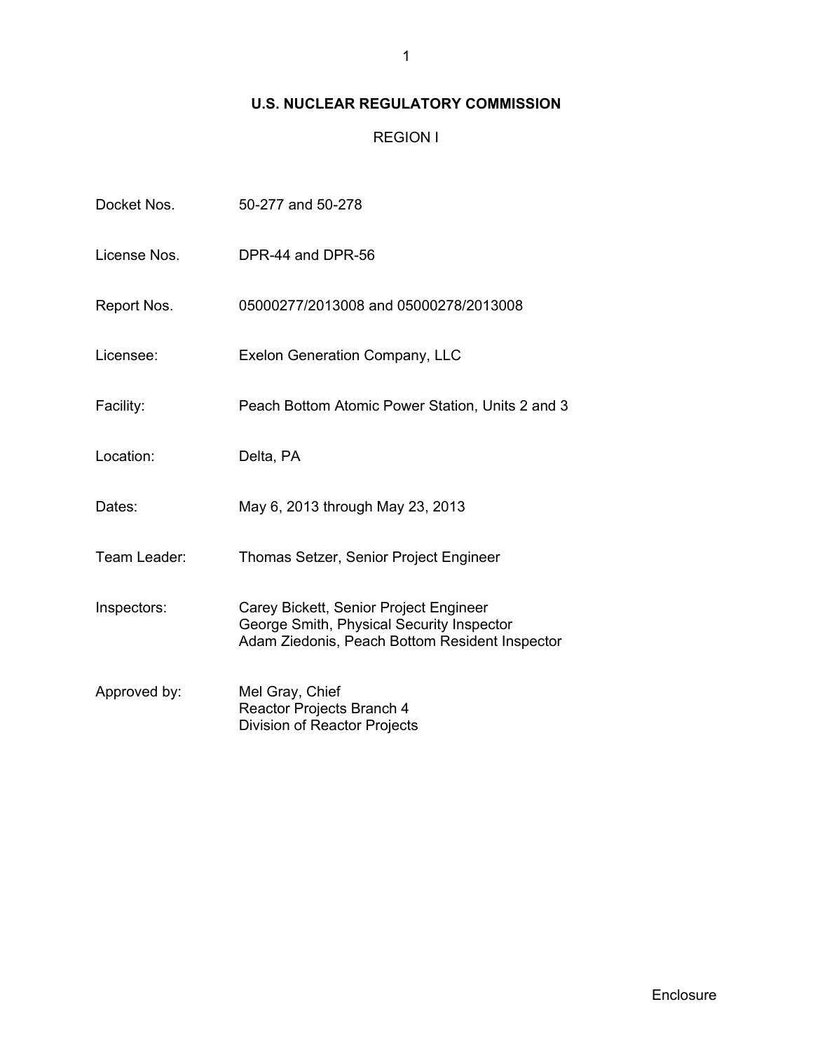# U.S. NUCLEAR REGULATORY COMMISSION

## REGION I

| | |
|---|---|
| Docket Nos. | 50-277 and 50-278 |
| License Nos. | DPR-44 and DPR-56 |
| Report Nos. | 05000277/2013008 and 05000278/2013008 |
| Licensee: | Exelon Generation Company, LLC |
| Facility: | Peach Bottom Atomic Power Station, Units 2 and 3 |
| Location: | Delta, PA |
| Dates: | May 6, 2013 through May 23, 2013 |
| Team Leader: | Thomas Setzer, Senior Project Engineer |
| Inspectors: | Carey Bickett, Senior Project Engineer<br>George Smith, Physical Security Inspector<br>Adam Ziedonis, Peach Bottom Resident Inspector |
| Approved by: | Mel Gray, Chief<br>Reactor Projects Branch 4<br>Division of Reactor Projects |

Enclosure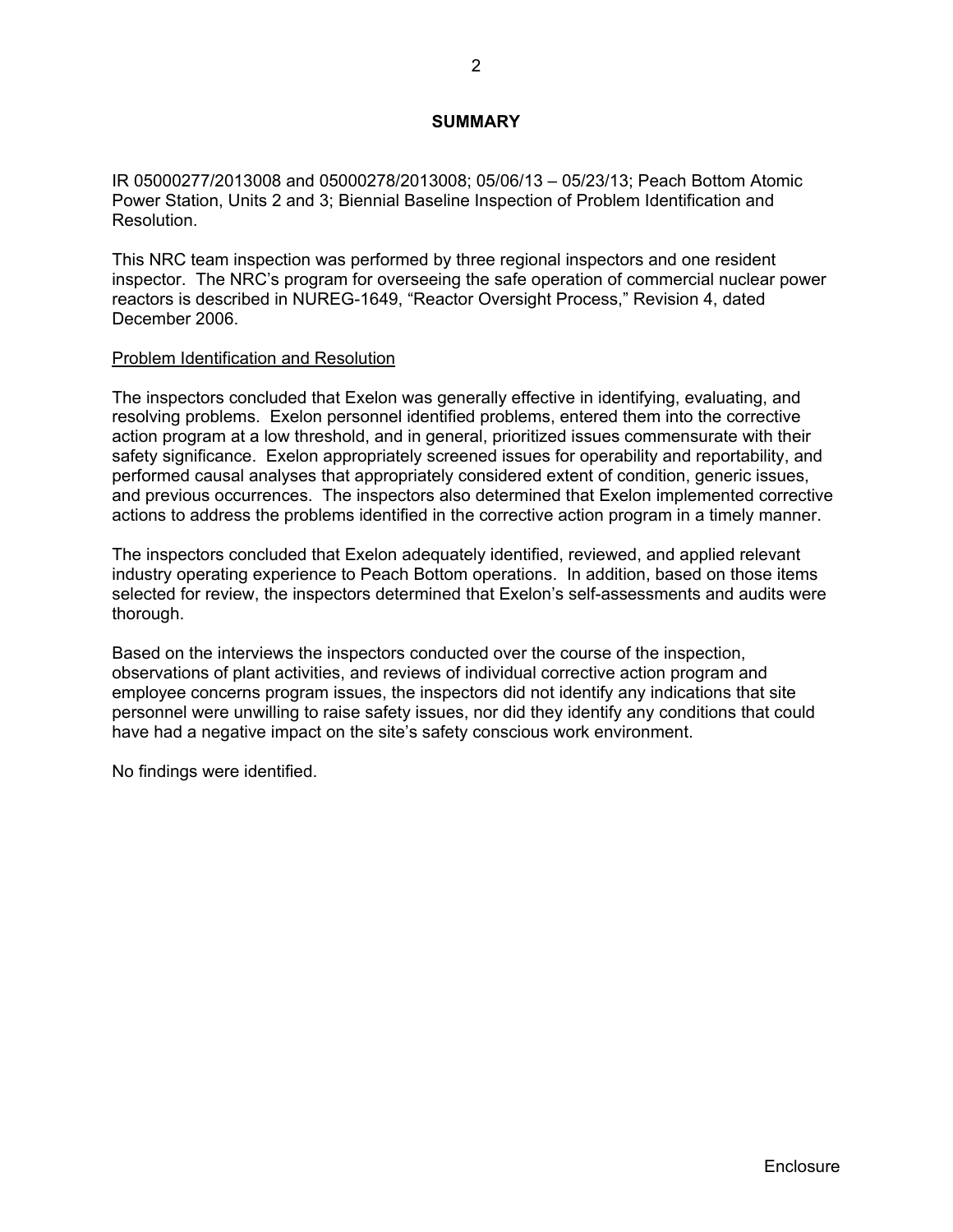## SUMMARY

IR 05000277/2013008 and 05000278/2013008; 05/06/13 – 05/23/13; Peach Bottom Atomic Power Station, Units 2 and 3; Biennial Baseline Inspection of Problem Identification and Resolution.

This NRC team inspection was performed by three regional inspectors and one resident inspector. The NRC's program for overseeing the safe operation of commercial nuclear power reactors is described in NUREG-1649, "Reactor Oversight Process," Revision 4, dated December 2006.

Problem Identification and Resolution

The inspectors concluded that Exelon was generally effective in identifying, evaluating, and resolving problems. Exelon personnel identified problems, entered them into the corrective action program at a low threshold, and in general, prioritized issues commensurate with their safety significance. Exelon appropriately screened issues for operability and reportability, and performed causal analyses that appropriately considered extent of condition, generic issues, and previous occurrences. The inspectors also determined that Exelon implemented corrective actions to address the problems identified in the corrective action program in a timely manner.

The inspectors concluded that Exelon adequately identified, reviewed, and applied relevant industry operating experience to Peach Bottom operations. In addition, based on those items selected for review, the inspectors determined that Exelon's self-assessments and audits were thorough.

Based on the interviews the inspectors conducted over the course of the inspection, observations of plant activities, and reviews of individual corrective action program and employee concerns program issues, the inspectors did not identify any indications that site personnel were unwilling to raise safety issues, nor did they identify any conditions that could have had a negative impact on the site's safety conscious work environment.

No findings were identified.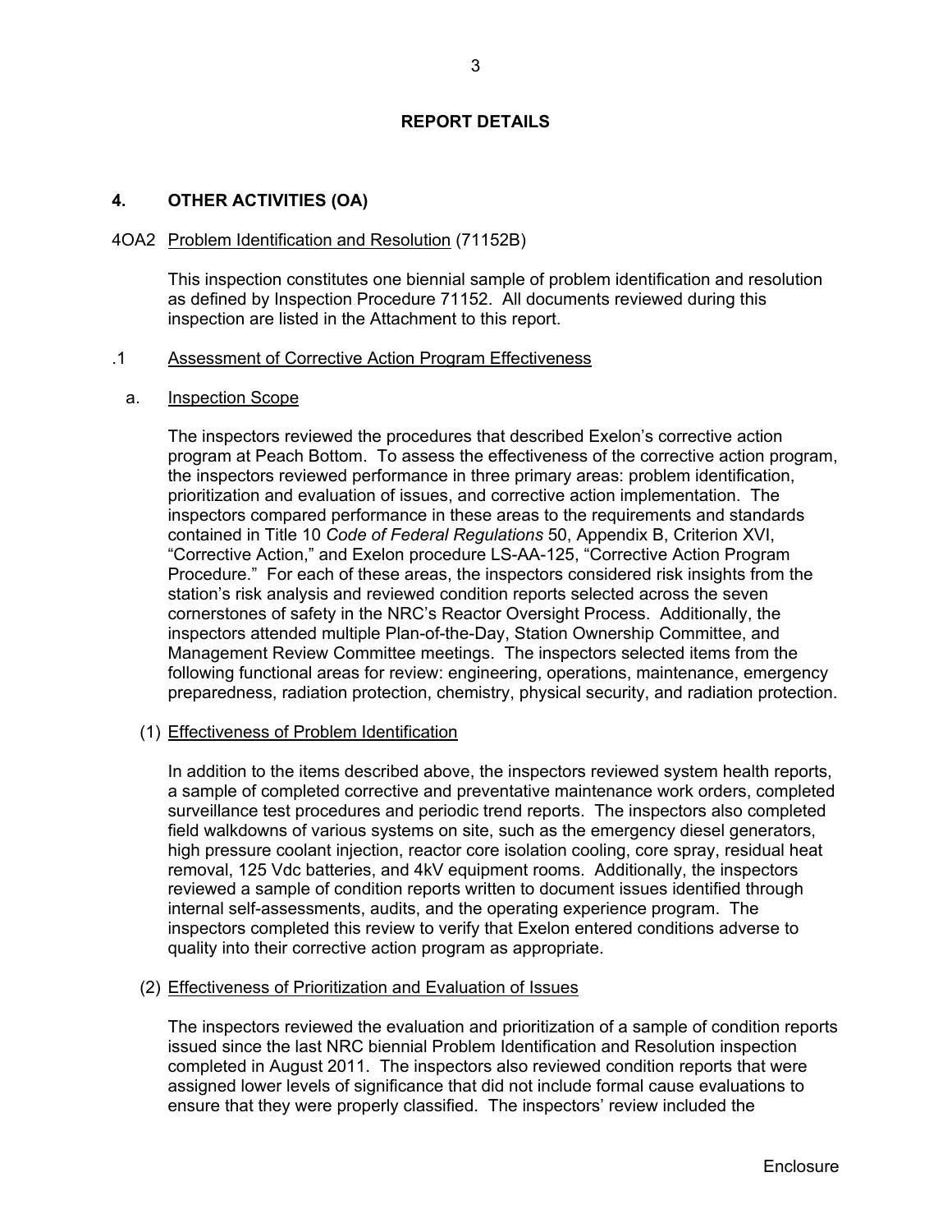# REPORT DETAILS

## 4. OTHER ACTIVITIES (OA)

### 4OA2 Problem Identification and Resolution (71152B)

This inspection constitutes one biennial sample of problem identification and resolution as defined by Inspection Procedure 71152. All documents reviewed during this inspection are listed in the Attachment to this report.

#### .1 Assessment of Corrective Action Program Effectiveness

a. Inspection Scope

The inspectors reviewed the procedures that described Exelon's corrective action program at Peach Bottom. To assess the effectiveness of the corrective action program, the inspectors reviewed performance in three primary areas: problem identification, prioritization and evaluation of issues, and corrective action implementation. The inspectors compared performance in these areas to the requirements and standards contained in Title 10 *Code of Federal Regulations* 50, Appendix B, Criterion XVI, "Corrective Action," and Exelon procedure LS-AA-125, "Corrective Action Program Procedure." For each of these areas, the inspectors considered risk insights from the station's risk analysis and reviewed condition reports selected across the seven cornerstones of safety in the NRC's Reactor Oversight Process. Additionally, the inspectors attended multiple Plan-of-the-Day, Station Ownership Committee, and Management Review Committee meetings. The inspectors selected items from the following functional areas for review: engineering, operations, maintenance, emergency preparedness, radiation protection, chemistry, physical security, and radiation protection.

(1) Effectiveness of Problem Identification

In addition to the items described above, the inspectors reviewed system health reports, a sample of completed corrective and preventative maintenance work orders, completed surveillance test procedures and periodic trend reports. The inspectors also completed field walkdowns of various systems on site, such as the emergency diesel generators, high pressure coolant injection, reactor core isolation cooling, core spray, residual heat removal, 125 Vdc batteries, and 4kV equipment rooms. Additionally, the inspectors reviewed a sample of condition reports written to document issues identified through internal self-assessments, audits, and the operating experience program. The inspectors completed this review to verify that Exelon entered conditions adverse to quality into their corrective action program as appropriate.

(2) Effectiveness of Prioritization and Evaluation of Issues

The inspectors reviewed the evaluation and prioritization of a sample of condition reports issued since the last NRC biennial Problem Identification and Resolution inspection completed in August 2011. The inspectors also reviewed condition reports that were assigned lower levels of significance that did not include formal cause evaluations to ensure that they were properly classified. The inspectors' review included the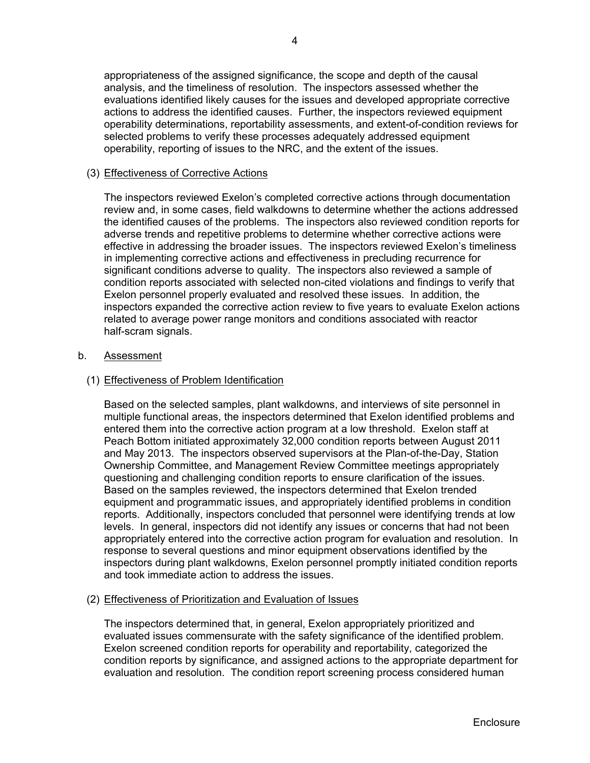appropriateness of the assigned significance, the scope and depth of the causal analysis, and the timeliness of resolution. The inspectors assessed whether the evaluations identified likely causes for the issues and developed appropriate corrective actions to address the identified causes. Further, the inspectors reviewed equipment operability determinations, reportability assessments, and extent-of-condition reviews for selected problems to verify these processes adequately addressed equipment operability, reporting of issues to the NRC, and the extent of the issues.

(3) Effectiveness of Corrective Actions

The inspectors reviewed Exelon's completed corrective actions through documentation review and, in some cases, field walkdowns to determine whether the actions addressed the identified causes of the problems. The inspectors also reviewed condition reports for adverse trends and repetitive problems to determine whether corrective actions were effective in addressing the broader issues. The inspectors reviewed Exelon's timeliness in implementing corrective actions and effectiveness in precluding recurrence for significant conditions adverse to quality. The inspectors also reviewed a sample of condition reports associated with selected non-cited violations and findings to verify that Exelon personnel properly evaluated and resolved these issues. In addition, the inspectors expanded the corrective action review to five years to evaluate Exelon actions related to average power range monitors and conditions associated with reactor half-scram signals.

b. Assessment

(1) Effectiveness of Problem Identification

Based on the selected samples, plant walkdowns, and interviews of site personnel in multiple functional areas, the inspectors determined that Exelon identified problems and entered them into the corrective action program at a low threshold. Exelon staff at Peach Bottom initiated approximately 32,000 condition reports between August 2011 and May 2013. The inspectors observed supervisors at the Plan-of-the-Day, Station Ownership Committee, and Management Review Committee meetings appropriately questioning and challenging condition reports to ensure clarification of the issues. Based on the samples reviewed, the inspectors determined that Exelon trended equipment and programmatic issues, and appropriately identified problems in condition reports. Additionally, inspectors concluded that personnel were identifying trends at low levels. In general, inspectors did not identify any issues or concerns that had not been appropriately entered into the corrective action program for evaluation and resolution. In response to several questions and minor equipment observations identified by the inspectors during plant walkdowns, Exelon personnel promptly initiated condition reports and took immediate action to address the issues.

(2) Effectiveness of Prioritization and Evaluation of Issues

The inspectors determined that, in general, Exelon appropriately prioritized and evaluated issues commensurate with the safety significance of the identified problem. Exelon screened condition reports for operability and reportability, categorized the condition reports by significance, and assigned actions to the appropriate department for evaluation and resolution. The condition report screening process considered human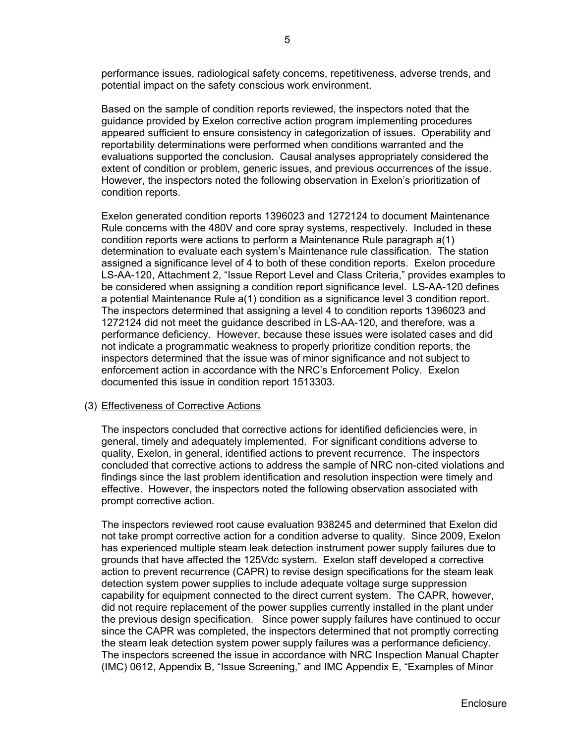performance issues, radiological safety concerns, repetitiveness, adverse trends, and potential impact on the safety conscious work environment.

Based on the sample of condition reports reviewed, the inspectors noted that the guidance provided by Exelon corrective action program implementing procedures appeared sufficient to ensure consistency in categorization of issues. Operability and reportability determinations were performed when conditions warranted and the evaluations supported the conclusion. Causal analyses appropriately considered the extent of condition or problem, generic issues, and previous occurrences of the issue. However, the inspectors noted the following observation in Exelon's prioritization of condition reports.

Exelon generated condition reports 1396023 and 1272124 to document Maintenance Rule concerns with the 480V and core spray systems, respectively. Included in these condition reports were actions to perform a Maintenance Rule paragraph a(1) determination to evaluate each system's Maintenance rule classification. The station assigned a significance level of 4 to both of these condition reports. Exelon procedure LS-AA-120, Attachment 2, "Issue Report Level and Class Criteria," provides examples to be considered when assigning a condition report significance level. LS-AA-120 defines a potential Maintenance Rule a(1) condition as a significance level 3 condition report. The inspectors determined that assigning a level 4 to condition reports 1396023 and 1272124 did not meet the guidance described in LS-AA-120, and therefore, was a performance deficiency. However, because these issues were isolated cases and did not indicate a programmatic weakness to properly prioritize condition reports, the inspectors determined that the issue was of minor significance and not subject to enforcement action in accordance with the NRC's Enforcement Policy. Exelon documented this issue in condition report 1513303.

(3) Effectiveness of Corrective Actions

The inspectors concluded that corrective actions for identified deficiencies were, in general, timely and adequately implemented. For significant conditions adverse to quality, Exelon, in general, identified actions to prevent recurrence. The inspectors concluded that corrective actions to address the sample of NRC non-cited violations and findings since the last problem identification and resolution inspection were timely and effective. However, the inspectors noted the following observation associated with prompt corrective action.

The inspectors reviewed root cause evaluation 938245 and determined that Exelon did not take prompt corrective action for a condition adverse to quality. Since 2009, Exelon has experienced multiple steam leak detection instrument power supply failures due to grounds that have affected the 125Vdc system. Exelon staff developed a corrective action to prevent recurrence (CAPR) to revise design specifications for the steam leak detection system power supplies to include adequate voltage surge suppression capability for equipment connected to the direct current system. The CAPR, however, did not require replacement of the power supplies currently installed in the plant under the previous design specification. Since power supply failures have continued to occur since the CAPR was completed, the inspectors determined that not promptly correcting the steam leak detection system power supply failures was a performance deficiency. The inspectors screened the issue in accordance with NRC Inspection Manual Chapter (IMC) 0612, Appendix B, "Issue Screening," and IMC Appendix E, "Examples of Minor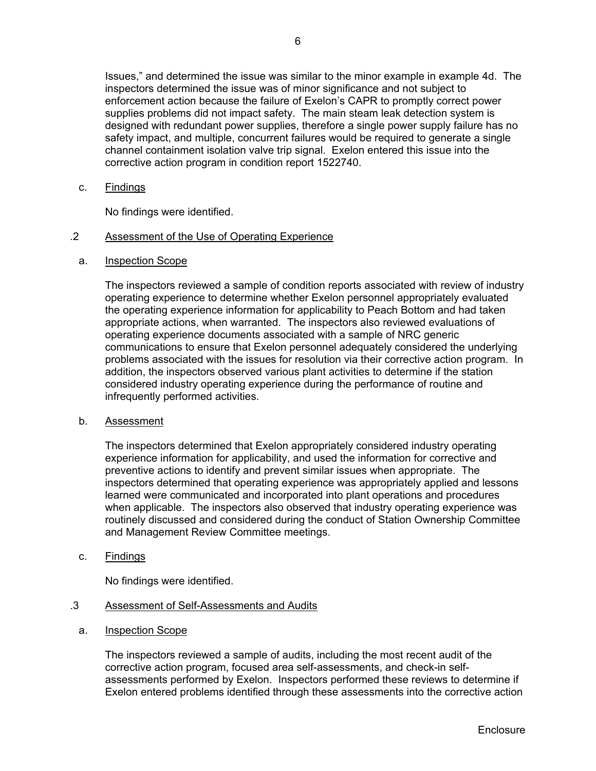Issues," and determined the issue was similar to the minor example in example 4d. The inspectors determined the issue was of minor significance and not subject to enforcement action because the failure of Exelon's CAPR to promptly correct power supplies problems did not impact safety. The main steam leak detection system is designed with redundant power supplies, therefore a single power supply failure has no safety impact, and multiple, concurrent failures would be required to generate a single channel containment isolation valve trip signal. Exelon entered this issue into the corrective action program in condition report 1522740.

c. Findings

No findings were identified.

### .2 Assessment of the Use of Operating Experience

a. Inspection Scope

The inspectors reviewed a sample of condition reports associated with review of industry operating experience to determine whether Exelon personnel appropriately evaluated the operating experience information for applicability to Peach Bottom and had taken appropriate actions, when warranted. The inspectors also reviewed evaluations of operating experience documents associated with a sample of NRC generic communications to ensure that Exelon personnel adequately considered the underlying problems associated with the issues for resolution via their corrective action program. In addition, the inspectors observed various plant activities to determine if the station considered industry operating experience during the performance of routine and infrequently performed activities.

b. Assessment

The inspectors determined that Exelon appropriately considered industry operating experience information for applicability, and used the information for corrective and preventive actions to identify and prevent similar issues when appropriate. The inspectors determined that operating experience was appropriately applied and lessons learned were communicated and incorporated into plant operations and procedures when applicable. The inspectors also observed that industry operating experience was routinely discussed and considered during the conduct of Station Ownership Committee and Management Review Committee meetings.

c. Findings

No findings were identified.

### .3 Assessment of Self-Assessments and Audits

a. Inspection Scope

The inspectors reviewed a sample of audits, including the most recent audit of the corrective action program, focused area self-assessments, and check-in self-assessments performed by Exelon. Inspectors performed these reviews to determine if Exelon entered problems identified through these assessments into the corrective action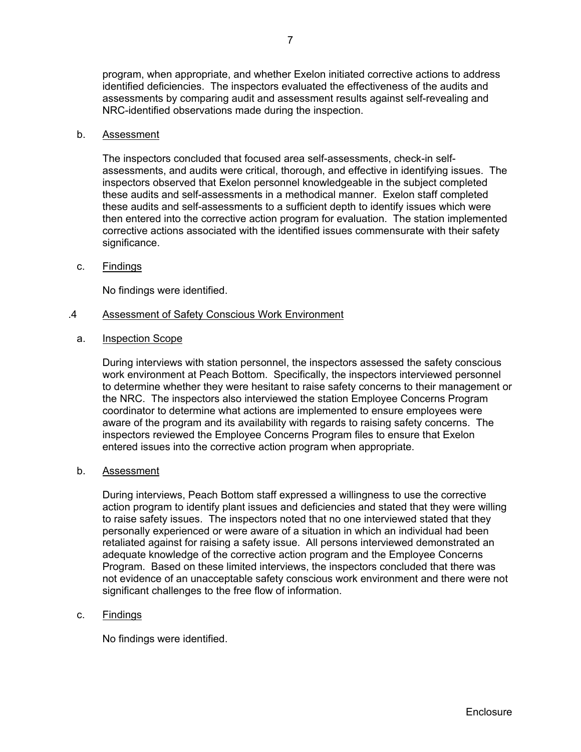program, when appropriate, and whether Exelon initiated corrective actions to address identified deficiencies. The inspectors evaluated the effectiveness of the audits and assessments by comparing audit and assessment results against self-revealing and NRC-identified observations made during the inspection.

b. Assessment

The inspectors concluded that focused area self-assessments, check-in self-assessments, and audits were critical, thorough, and effective in identifying issues. The inspectors observed that Exelon personnel knowledgeable in the subject completed these audits and self-assessments in a methodical manner. Exelon staff completed these audits and self-assessments to a sufficient depth to identify issues which were then entered into the corrective action program for evaluation. The station implemented corrective actions associated with the identified issues commensurate with their safety significance.

c. Findings

No findings were identified.

.4 Assessment of Safety Conscious Work Environment

a. Inspection Scope

During interviews with station personnel, the inspectors assessed the safety conscious work environment at Peach Bottom. Specifically, the inspectors interviewed personnel to determine whether they were hesitant to raise safety concerns to their management or the NRC. The inspectors also interviewed the station Employee Concerns Program coordinator to determine what actions are implemented to ensure employees were aware of the program and its availability with regards to raising safety concerns. The inspectors reviewed the Employee Concerns Program files to ensure that Exelon entered issues into the corrective action program when appropriate.

b. Assessment

During interviews, Peach Bottom staff expressed a willingness to use the corrective action program to identify plant issues and deficiencies and stated that they were willing to raise safety issues. The inspectors noted that no one interviewed stated that they personally experienced or were aware of a situation in which an individual had been retaliated against for raising a safety issue. All persons interviewed demonstrated an adequate knowledge of the corrective action program and the Employee Concerns Program. Based on these limited interviews, the inspectors concluded that there was not evidence of an unacceptable safety conscious work environment and there were not significant challenges to the free flow of information.

c. Findings

No findings were identified.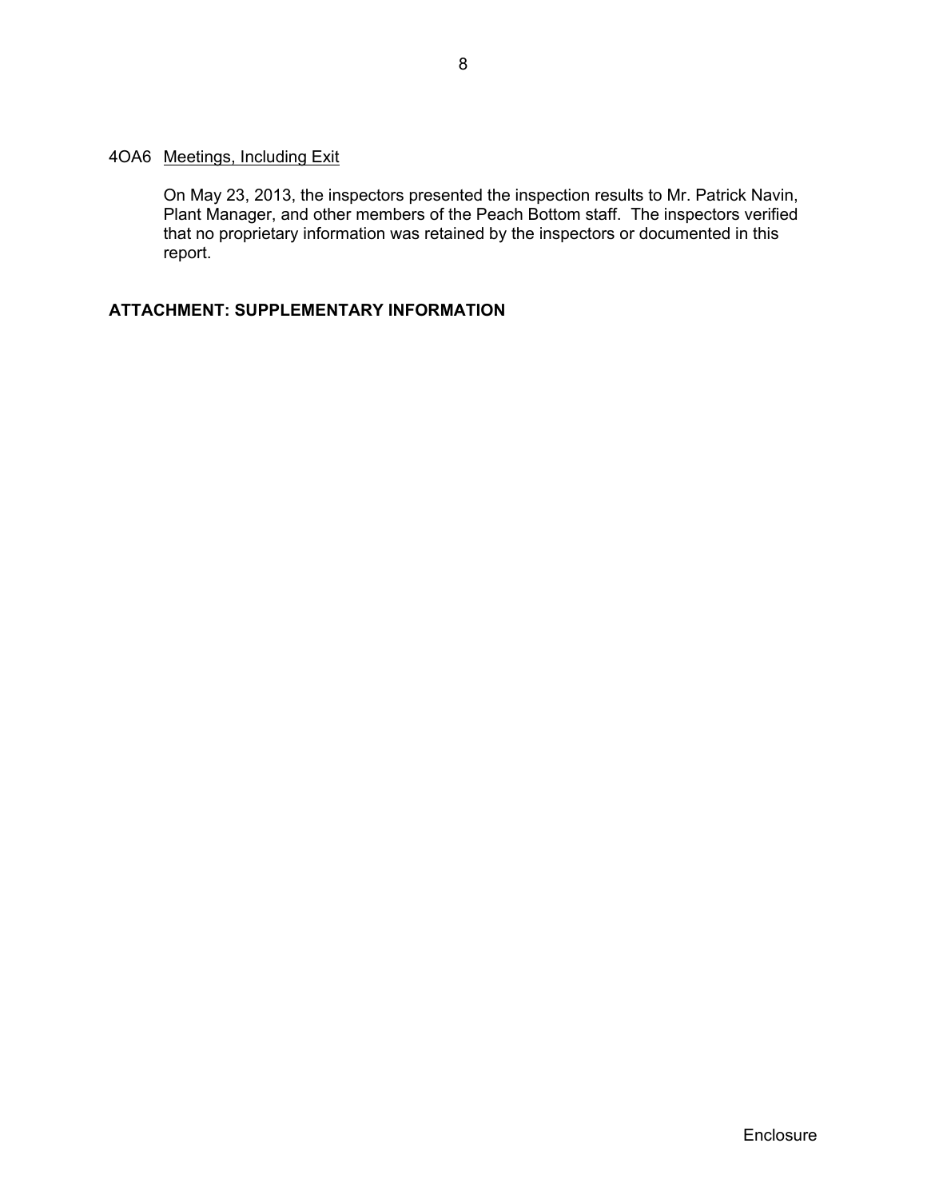### 4OA6 Meetings, Including Exit

On May 23, 2013, the inspectors presented the inspection results to Mr. Patrick Navin, Plant Manager, and other members of the Peach Bottom staff. The inspectors verified that no proprietary information was retained by the inspectors or documented in this report.

**ATTACHMENT: SUPPLEMENTARY INFORMATION**

Enclosure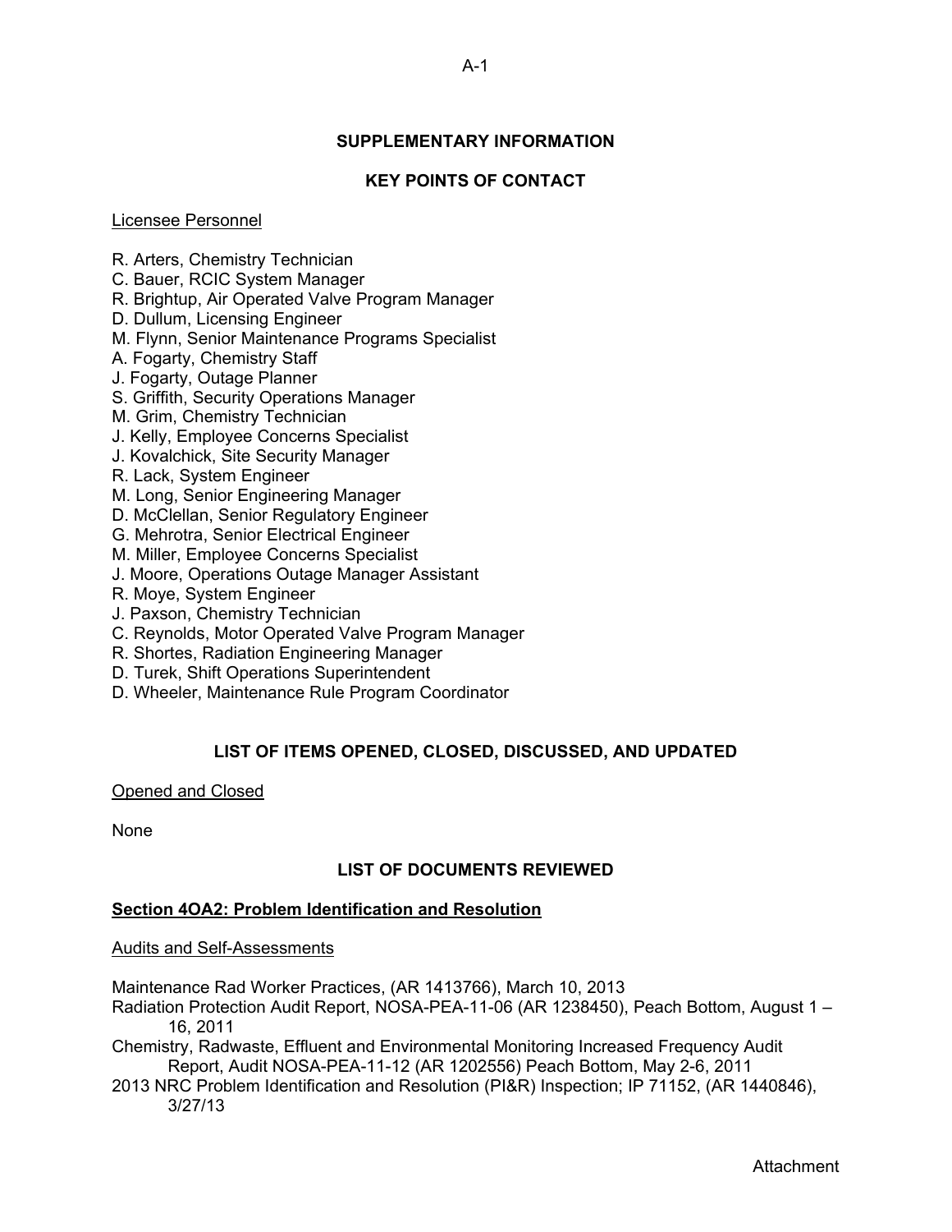## SUPPLEMENTARY INFORMATION

## KEY POINTS OF CONTACT

Licensee Personnel

R. Arters, Chemistry Technician
C. Bauer, RCIC System Manager
R. Brightup, Air Operated Valve Program Manager
D. Dullum, Licensing Engineer
M. Flynn, Senior Maintenance Programs Specialist
A. Fogarty, Chemistry Staff
J. Fogarty, Outage Planner
S. Griffith, Security Operations Manager
M. Grim, Chemistry Technician
J. Kelly, Employee Concerns Specialist
J. Kovalchick, Site Security Manager
R. Lack, System Engineer
M. Long, Senior Engineering Manager
D. McClellan, Senior Regulatory Engineer
G. Mehrotra, Senior Electrical Engineer
M. Miller, Employee Concerns Specialist
J. Moore, Operations Outage Manager Assistant
R. Moye, System Engineer
J. Paxson, Chemistry Technician
C. Reynolds, Motor Operated Valve Program Manager
R. Shortes, Radiation Engineering Manager
D. Turek, Shift Operations Superintendent
D. Wheeler, Maintenance Rule Program Coordinator

## LIST OF ITEMS OPENED, CLOSED, DISCUSSED, AND UPDATED

Opened and Closed

None

## LIST OF DOCUMENTS REVIEWED

**Section 4OA2: Problem Identification and Resolution**

Audits and Self-Assessments

Maintenance Rad Worker Practices, (AR 1413766), March 10, 2013
Radiation Protection Audit Report, NOSA-PEA-11-06 (AR 1238450), Peach Bottom, August 1 – 16, 2011
Chemistry, Radwaste, Effluent and Environmental Monitoring Increased Frequency Audit Report, Audit NOSA-PEA-11-12 (AR 1202556) Peach Bottom, May 2-6, 2011
2013 NRC Problem Identification and Resolution (PI&R) Inspection; IP 71152, (AR 1440846), 3/27/13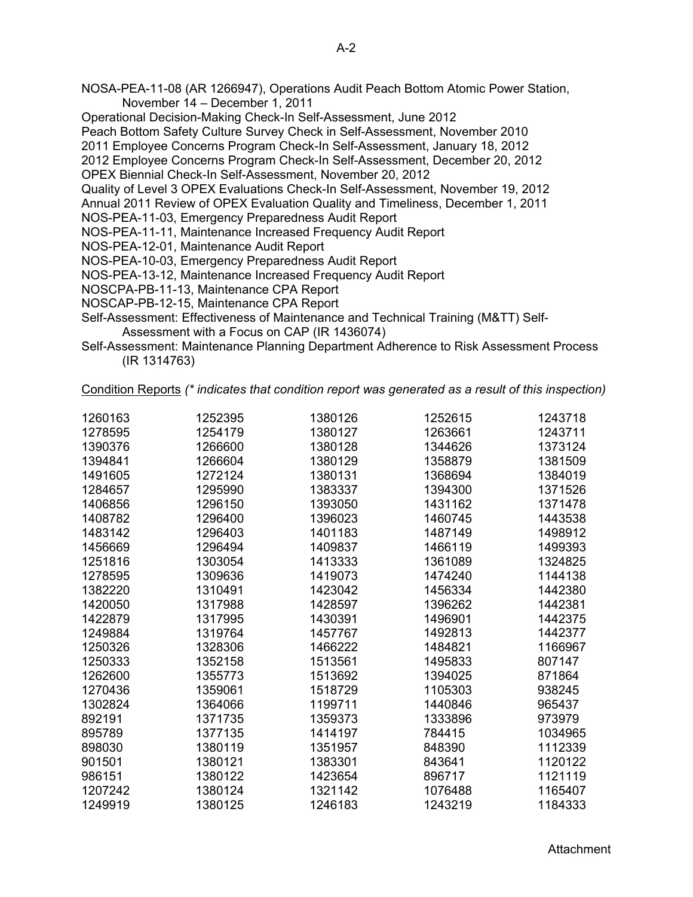NOSA-PEA-11-08 (AR 1266947), Operations Audit Peach Bottom Atomic Power Station, November 14 – December 1, 2011

Operational Decision-Making Check-In Self-Assessment, June 2012

Peach Bottom Safety Culture Survey Check in Self-Assessment, November 2010

2011 Employee Concerns Program Check-In Self-Assessment, January 18, 2012

2012 Employee Concerns Program Check-In Self-Assessment, December 20, 2012

OPEX Biennial Check-In Self-Assessment, November 20, 2012

Quality of Level 3 OPEX Evaluations Check-In Self-Assessment, November 19, 2012

Annual 2011 Review of OPEX Evaluation Quality and Timeliness, December 1, 2011

NOS-PEA-11-03, Emergency Preparedness Audit Report

NOS-PEA-11-11, Maintenance Increased Frequency Audit Report

NOS-PEA-12-01, Maintenance Audit Report

NOS-PEA-10-03, Emergency Preparedness Audit Report

NOS-PEA-13-12, Maintenance Increased Frequency Audit Report

NOSCPA-PB-11-13, Maintenance CPA Report

NOSCAP-PB-12-15, Maintenance CPA Report

Self-Assessment: Effectiveness of Maintenance and Technical Training (M&TT) Self-Assessment with a Focus on CAP (IR 1436074)

Self-Assessment: Maintenance Planning Department Adherence to Risk Assessment Process (IR 1314763)

<u>Condition Reports</u> *(* indicates that condition report was generated as a result of this inspection)*

| | | | | |
|---|---|---|---|---|
| 1260163 | 1252395 | 1380126 | 1252615 | 1243718 |
| 1278595 | 1254179 | 1380127 | 1263661 | 1243711 |
| 1390376 | 1266600 | 1380128 | 1344626 | 1373124 |
| 1394841 | 1266604 | 1380129 | 1358879 | 1381509 |
| 1491605 | 1272124 | 1380131 | 1368694 | 1384019 |
| 1284657 | 1295990 | 1383337 | 1394300 | 1371526 |
| 1406856 | 1296150 | 1393050 | 1431162 | 1371478 |
| 1408782 | 1296400 | 1396023 | 1460745 | 1443538 |
| 1483142 | 1296403 | 1401183 | 1487149 | 1498912 |
| 1456669 | 1296494 | 1409837 | 1466119 | 1499393 |
| 1251816 | 1303054 | 1413333 | 1361089 | 1324825 |
| 1278595 | 1309636 | 1419073 | 1474240 | 1144138 |
| 1382220 | 1310491 | 1423042 | 1456334 | 1442380 |
| 1420050 | 1317988 | 1428597 | 1396262 | 1442381 |
| 1422879 | 1317995 | 1430391 | 1496901 | 1442375 |
| 1249884 | 1319764 | 1457767 | 1492813 | 1442377 |
| 1250326 | 1328306 | 1466222 | 1484821 | 1166967 |
| 1250333 | 1352158 | 1513561 | 1495833 | 807147 |
| 1262600 | 1355773 | 1513692 | 1394025 | 871864 |
| 1270436 | 1359061 | 1518729 | 1105303 | 938245 |
| 1302824 | 1364066 | 1199711 | 1440846 | 965437 |
| 892191 | 1371735 | 1359373 | 1333896 | 973979 |
| 895789 | 1377135 | 1414197 | 784415 | 1034965 |
| 898030 | 1380119 | 1351957 | 848390 | 1112339 |
| 901501 | 1380121 | 1383301 | 843641 | 1120122 |
| 986151 | 1380122 | 1423654 | 896717 | 1121119 |
| 1207242 | 1380124 | 1321142 | 1076488 | 1165407 |
| 1249919 | 1380125 | 1246183 | 1243219 | 1184333 |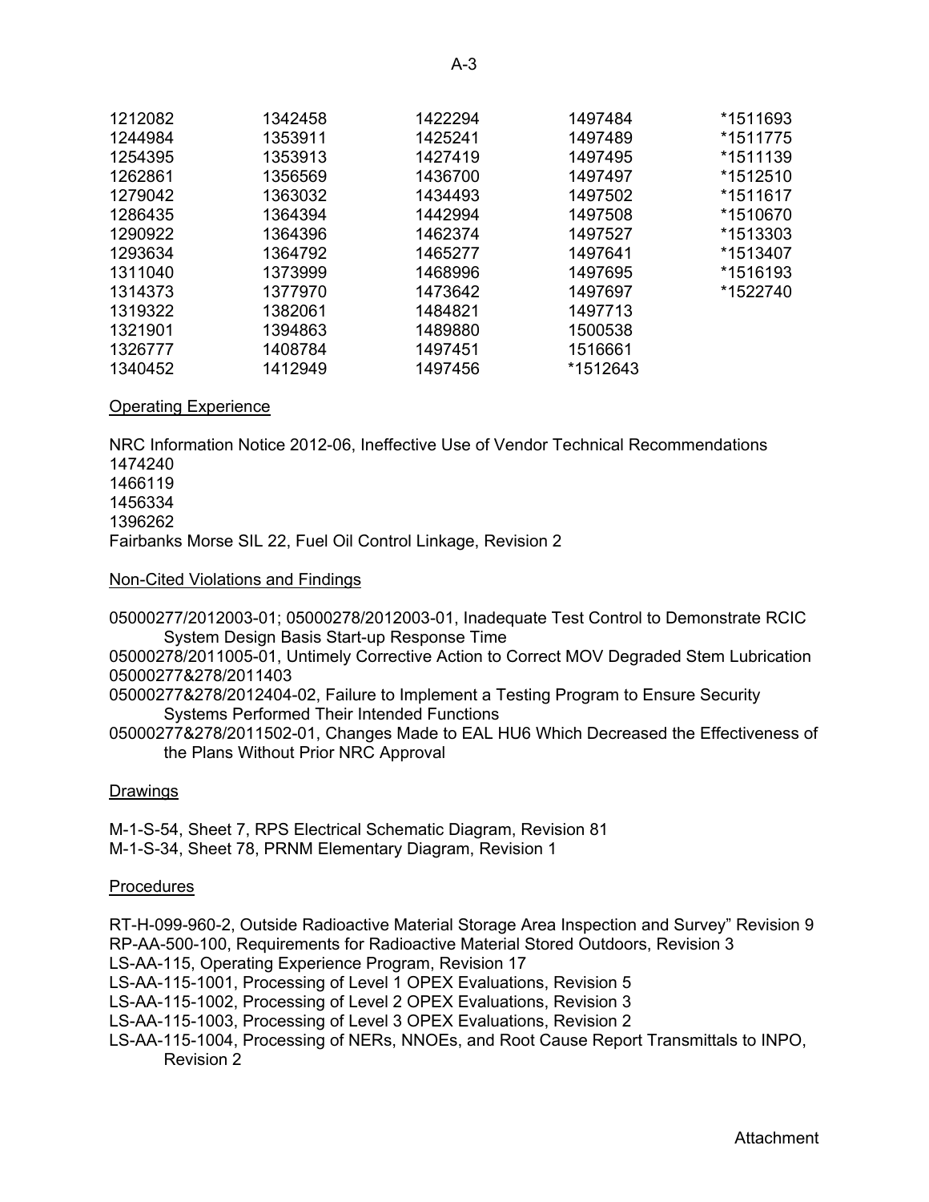| | | | | |
|---|---|---|---|---|
| 1212082 | 1342458 | 1422294 | 1497484 | *1511693 |
| 1244984 | 1353911 | 1425241 | 1497489 | *1511775 |
| 1254395 | 1353913 | 1427419 | 1497495 | *1511139 |
| 1262861 | 1356569 | 1436700 | 1497497 | *1512510 |
| 1279042 | 1363032 | 1434493 | 1497502 | *1511617 |
| 1286435 | 1364394 | 1442994 | 1497508 | *1510670 |
| 1290922 | 1364396 | 1462374 | 1497527 | *1513303 |
| 1293634 | 1364792 | 1465277 | 1497641 | *1513407 |
| 1311040 | 1373999 | 1468996 | 1497695 | *1516193 |
| 1314373 | 1377970 | 1473642 | 1497697 | *1522740 |
| 1319322 | 1382061 | 1484821 | 1497713 | |
| 1321901 | 1394863 | 1489880 | 1500538 | |
| 1326777 | 1408784 | 1497451 | 1516661 | |
| 1340452 | 1412949 | 1497456 | *1512643 | |

Operating Experience

NRC Information Notice 2012-06, Ineffective Use of Vendor Technical Recommendations
1474240
1466119
1456334
1396262
Fairbanks Morse SIL 22, Fuel Oil Control Linkage, Revision 2

Non-Cited Violations and Findings

05000277/2012003-01; 05000278/2012003-01, Inadequate Test Control to Demonstrate RCIC System Design Basis Start-up Response Time
05000278/2011005-01, Untimely Corrective Action to Correct MOV Degraded Stem Lubrication
05000277&278/2011403
05000277&278/2012404-02, Failure to Implement a Testing Program to Ensure Security Systems Performed Their Intended Functions
05000277&278/2011502-01, Changes Made to EAL HU6 Which Decreased the Effectiveness of the Plans Without Prior NRC Approval

Drawings

M-1-S-54, Sheet 7, RPS Electrical Schematic Diagram, Revision 81
M-1-S-34, Sheet 78, PRNM Elementary Diagram, Revision 1

Procedures

RT-H-099-960-2, Outside Radioactive Material Storage Area Inspection and Survey" Revision 9
RP-AA-500-100, Requirements for Radioactive Material Stored Outdoors, Revision 3
LS-AA-115, Operating Experience Program, Revision 17
LS-AA-115-1001, Processing of Level 1 OPEX Evaluations, Revision 5
LS-AA-115-1002, Processing of Level 2 OPEX Evaluations, Revision 3
LS-AA-115-1003, Processing of Level 3 OPEX Evaluations, Revision 2
LS-AA-115-1004, Processing of NERs, NNOEs, and Root Cause Report Transmittals to INPO, Revision 2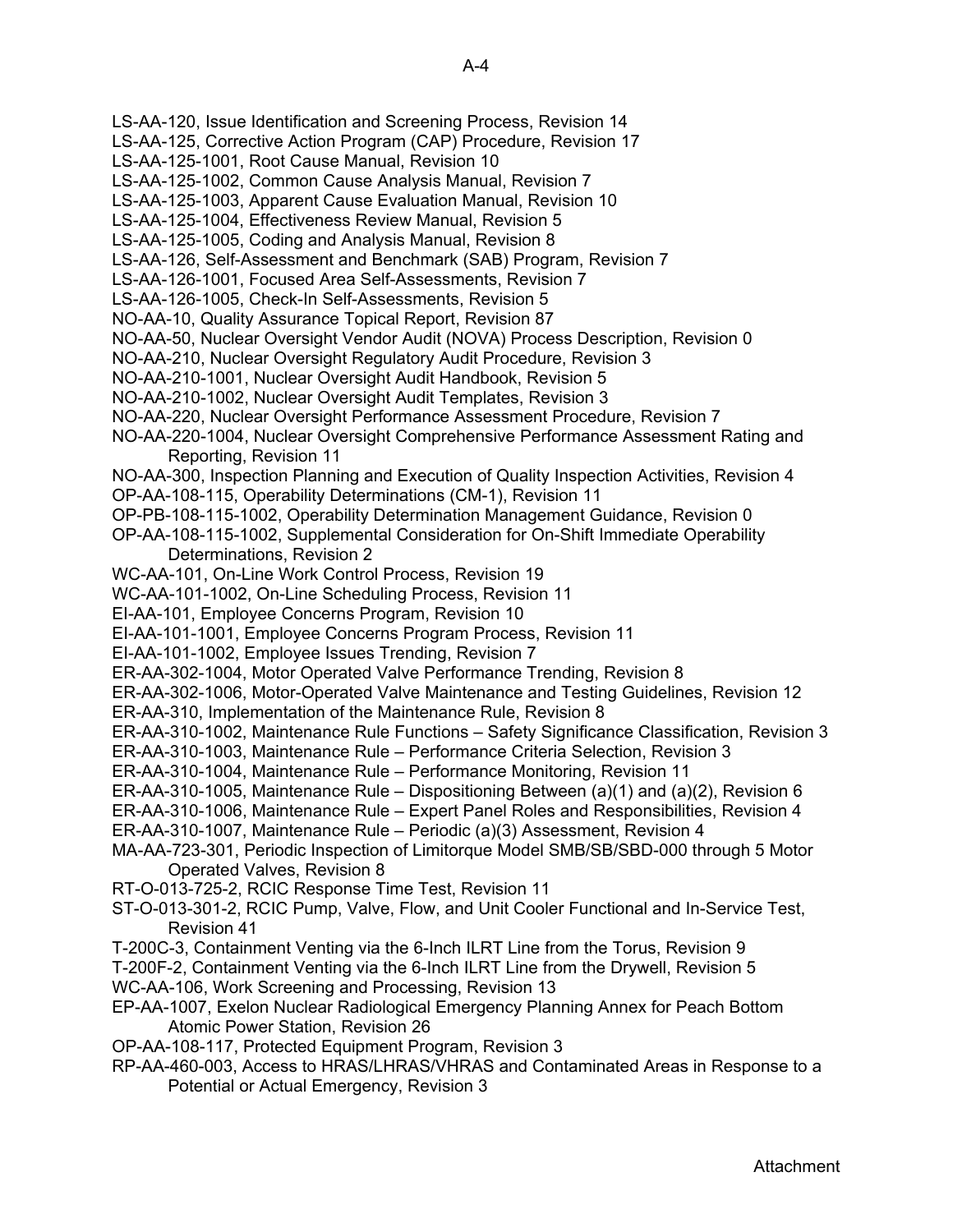LS-AA-120, Issue Identification and Screening Process, Revision 14
LS-AA-125, Corrective Action Program (CAP) Procedure, Revision 17
LS-AA-125-1001, Root Cause Manual, Revision 10
LS-AA-125-1002, Common Cause Analysis Manual, Revision 7
LS-AA-125-1003, Apparent Cause Evaluation Manual, Revision 10
LS-AA-125-1004, Effectiveness Review Manual, Revision 5
LS-AA-125-1005, Coding and Analysis Manual, Revision 8
LS-AA-126, Self-Assessment and Benchmark (SAB) Program, Revision 7
LS-AA-126-1001, Focused Area Self-Assessments, Revision 7
LS-AA-126-1005, Check-In Self-Assessments, Revision 5
NO-AA-10, Quality Assurance Topical Report, Revision 87
NO-AA-50, Nuclear Oversight Vendor Audit (NOVA) Process Description, Revision 0
NO-AA-210, Nuclear Oversight Regulatory Audit Procedure, Revision 3
NO-AA-210-1001, Nuclear Oversight Audit Handbook, Revision 5
NO-AA-210-1002, Nuclear Oversight Audit Templates, Revision 3
NO-AA-220, Nuclear Oversight Performance Assessment Procedure, Revision 7
NO-AA-220-1004, Nuclear Oversight Comprehensive Performance Assessment Rating and Reporting, Revision 11
NO-AA-300, Inspection Planning and Execution of Quality Inspection Activities, Revision 4
OP-AA-108-115, Operability Determinations (CM-1), Revision 11
OP-PB-108-115-1002, Operability Determination Management Guidance, Revision 0
OP-AA-108-115-1002, Supplemental Consideration for On-Shift Immediate Operability Determinations, Revision 2
WC-AA-101, On-Line Work Control Process, Revision 19
WC-AA-101-1002, On-Line Scheduling Process, Revision 11
EI-AA-101, Employee Concerns Program, Revision 10
EI-AA-101-1001, Employee Concerns Program Process, Revision 11
EI-AA-101-1002, Employee Issues Trending, Revision 7
ER-AA-302-1004, Motor Operated Valve Performance Trending, Revision 8
ER-AA-302-1006, Motor-Operated Valve Maintenance and Testing Guidelines, Revision 12
ER-AA-310, Implementation of the Maintenance Rule, Revision 8
ER-AA-310-1002, Maintenance Rule Functions – Safety Significance Classification, Revision 3
ER-AA-310-1003, Maintenance Rule – Performance Criteria Selection, Revision 3
ER-AA-310-1004, Maintenance Rule – Performance Monitoring, Revision 11
ER-AA-310-1005, Maintenance Rule – Dispositioning Between (a)(1) and (a)(2), Revision 6
ER-AA-310-1006, Maintenance Rule – Expert Panel Roles and Responsibilities, Revision 4
ER-AA-310-1007, Maintenance Rule – Periodic (a)(3) Assessment, Revision 4
MA-AA-723-301, Periodic Inspection of Limitorque Model SMB/SB/SBD-000 through 5 Motor Operated Valves, Revision 8
RT-O-013-725-2, RCIC Response Time Test, Revision 11
ST-O-013-301-2, RCIC Pump, Valve, Flow, and Unit Cooler Functional and In-Service Test, Revision 41
T-200C-3, Containment Venting via the 6-Inch ILRT Line from the Torus, Revision 9
T-200F-2, Containment Venting via the 6-Inch ILRT Line from the Drywell, Revision 5
WC-AA-106, Work Screening and Processing, Revision 13
EP-AA-1007, Exelon Nuclear Radiological Emergency Planning Annex for Peach Bottom Atomic Power Station, Revision 26
OP-AA-108-117, Protected Equipment Program, Revision 3
RP-AA-460-003, Access to HRAS/LHRAS/VHRAS and Contaminated Areas in Response to a Potential or Actual Emergency, Revision 3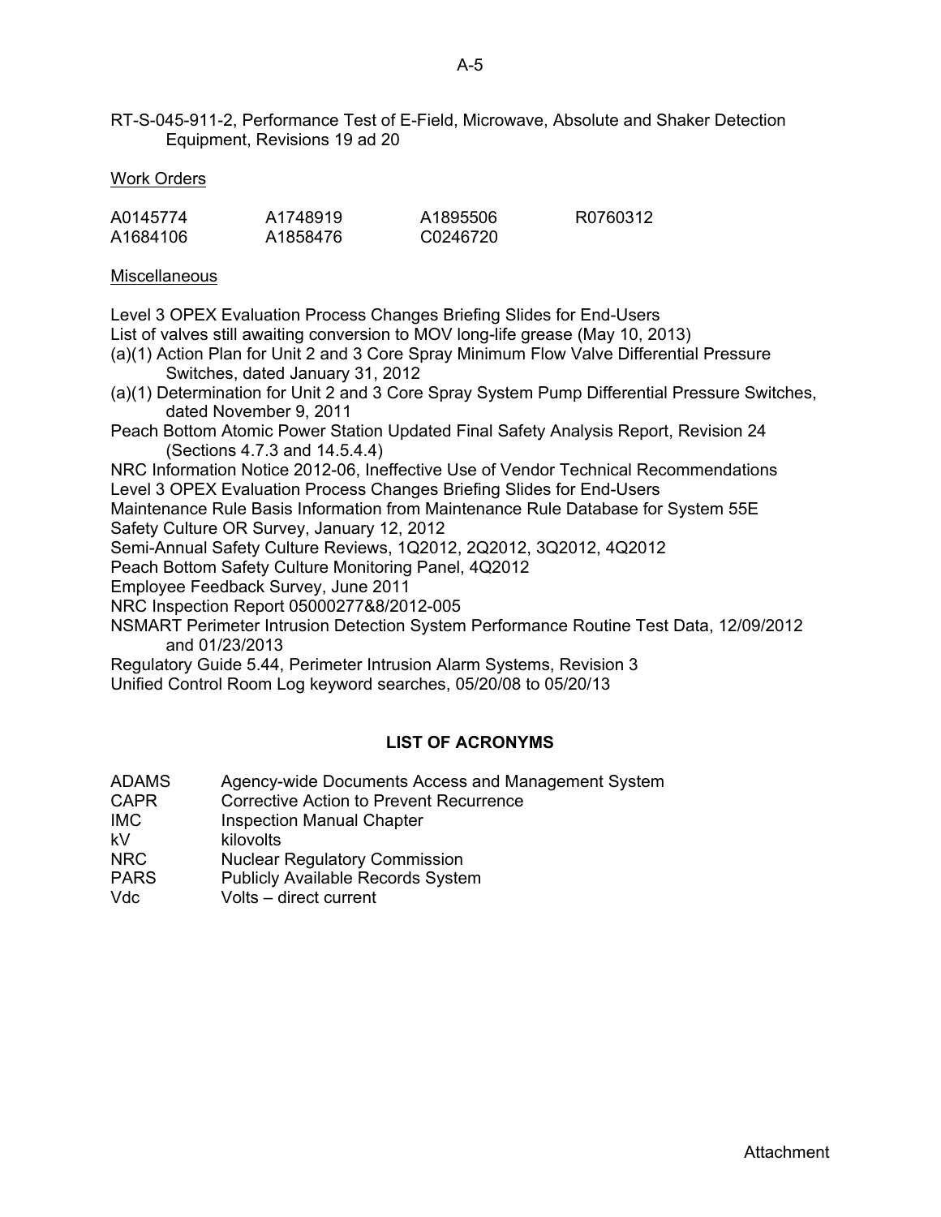RT-S-045-911-2, Performance Test of E-Field, Microwave, Absolute and Shaker Detection Equipment, Revisions 19 ad 20

Work Orders

| | | | |
|---|---|---|---|
| A0145774 | A1748919 | A1895506 | R0760312 |
| A1684106 | A1858476 | C0246720 | |

Miscellaneous

Level 3 OPEX Evaluation Process Changes Briefing Slides for End-Users
List of valves still awaiting conversion to MOV long-life grease (May 10, 2013)
(a)(1) Action Plan for Unit 2 and 3 Core Spray Minimum Flow Valve Differential Pressure Switches, dated January 31, 2012
(a)(1) Determination for Unit 2 and 3 Core Spray System Pump Differential Pressure Switches, dated November 9, 2011
Peach Bottom Atomic Power Station Updated Final Safety Analysis Report, Revision 24 (Sections 4.7.3 and 14.5.4.4)
NRC Information Notice 2012-06, Ineffective Use of Vendor Technical Recommendations
Level 3 OPEX Evaluation Process Changes Briefing Slides for End-Users
Maintenance Rule Basis Information from Maintenance Rule Database for System 55E
Safety Culture OR Survey, January 12, 2012
Semi-Annual Safety Culture Reviews, 1Q2012, 2Q2012, 3Q2012, 4Q2012
Peach Bottom Safety Culture Monitoring Panel, 4Q2012
Employee Feedback Survey, June 2011
NRC Inspection Report 05000277&8/2012-005
NSMART Perimeter Intrusion Detection System Performance Routine Test Data, 12/09/2012 and 01/23/2013
Regulatory Guide 5.44, Perimeter Intrusion Alarm Systems, Revision 3
Unified Control Room Log keyword searches, 05/20/08 to 05/20/13

## LIST OF ACRONYMS

| | |
|---|---|
| ADAMS | Agency-wide Documents Access and Management System |
| CAPR | Corrective Action to Prevent Recurrence |
| IMC | Inspection Manual Chapter |
| kV | kilovolts |
| NRC | Nuclear Regulatory Commission |
| PARS | Publicly Available Records System |
| Vdc | Volts – direct current |